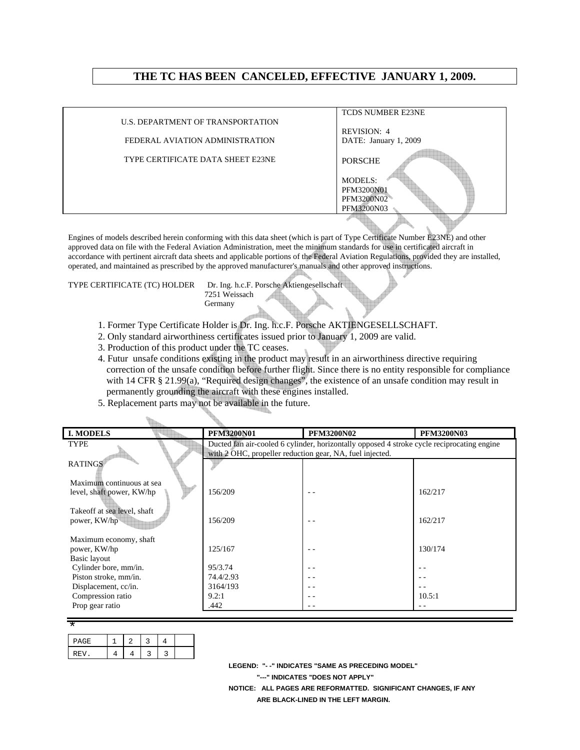**THE TC HAS BEEN CANCELED, EFFECTIVE JANUARY 1, 2009.**

| | |
|---|---|
| U.S. DEPARTMENT OF TRANSPORTATION<br>FEDERAL AVIATION ADMINISTRATION<br>TYPE CERTIFICATE DATA SHEET E23NE | TCDS NUMBER E23NE<br>REVISION: 4<br>DATE: January 1, 2009<br>PORSCHE<br>MODELS:<br>PFM3200N01<br>PFM3200N02<br>PFM3200N03 |

Engines of models described herein conforming with this data sheet (which is part of Type Certificate Number E23NE) and other approved data on file with the Federal Aviation Administration, meet the minimum standards for use in certificated aircraft in accordance with pertinent aircraft data sheets and applicable portions of the Federal Aviation Regulations, provided they are installed, operated, and maintained as prescribed by the approved manufacturer's manuals and other approved instructions.

TYPE CERTIFICATE (TC) HOLDER Dr. Ing. h.c.F. Porsche Aktiengesellschaft
7251 Weissach
Germany

1. Former Type Certificate Holder is Dr. Ing. h.c.F. Porsche AKTIENGESELLSCHAFT.
2. Only standard airworthiness certificates issued prior to January 1, 2009 are valid.
3. Production of this product under the TC ceases.
4. Futur unsafe conditions existing in the product may result in an airworthiness directive requiring correction of the unsafe condition before further flight. Since there is no entity responsible for compliance with 14 CFR § 21.99(a), "Required design changes", the existence of an unsafe condition may result in permanently grounding the aircraft with these engines installed.
5. Replacement parts may not be available in the future.

| I. MODELS | PFM3200N01 | PFM3200N02 | PFM3200N03 |
|---|---|---|---|
| TYPE | Ducted fan air-cooled 6 cylinder, horizontally opposed 4 stroke cycle reciprocating engine with 2 OHC, propeller reduction gear, NA, fuel injected. | | |
| RATINGS | | | |
| Maximum continuous at sea level, shaft power, KW/hp | 156/209 | - - | 162/217 |
| Takeoff at sea level, shaft power, KW/hp | 156/209 | - - | 162/217 |
| Maximum economy, shaft power, KW/hp | 125/167 | - - | 130/174 |
| Basic layout | | | |
| Cylinder bore, mm/in. | 95/3.74 | - - | - - |
| Piston stroke, mm/in. | 74.4/2.93 | - - | - - |
| Displacement, cc/in. | 3164/193 | - - | - - |
| Compression ratio | 9.2:1 | - - | 10.5:1 |
| Prop gear ratio | .442 | - - | - - |

*

| PAGE | 1 | 2 | 3 | 4 | |
|---|---|---|---|---|---|
| REV. | 4 | 4 | 3 | 3 | |

**LEGEND: "- -" INDICATES "SAME AS PRECEDING MODEL"**
**"---" INDICATES "DOES NOT APPLY"**
**NOTICE: ALL PAGES ARE REFORMATTED. SIGNIFICANT CHANGES, IF ANY ARE BLACK-LINED IN THE LEFT MARGIN.**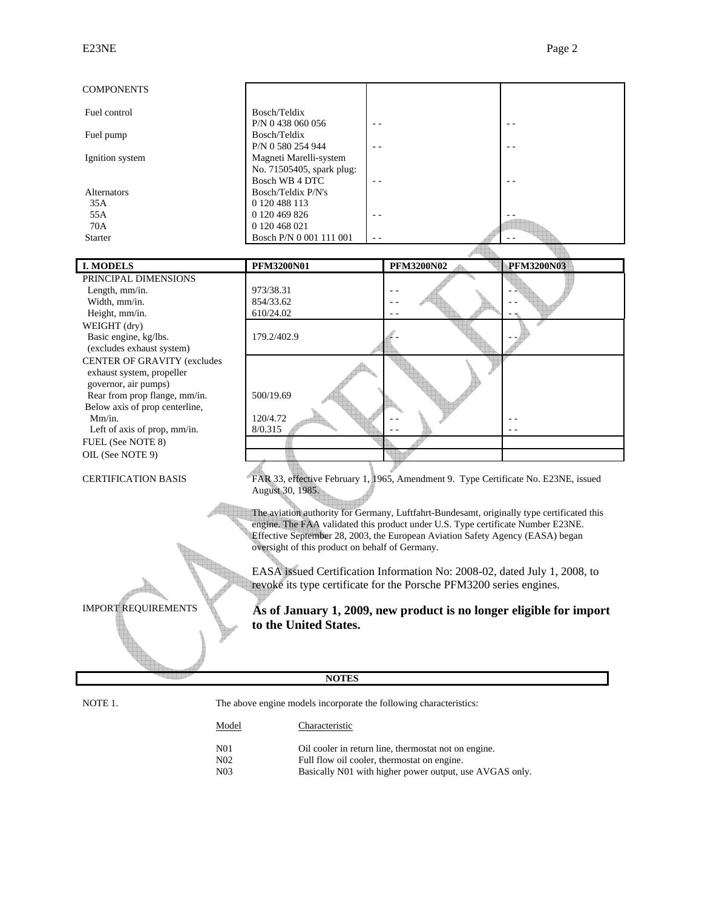| COMPONENTS | | | |
|---|---|---|---|
| Fuel control | Bosch/Teldix P/N 0 438 060 056 | - - | - - |
| Fuel pump | Bosch/Teldix P/N 0 580 254 944 | - - | - - |
| Ignition system | Magneti Marelli-system No. 71505405, spark plug: Bosch WB 4 DTC | - - | - - |
| Alternators<br>35A<br>55A<br>70A | Bosch/Teldix P/N's<br>0 120 488 113<br>0 120 469 826<br>0 120 468 021 | - - | - - |
| Starter | Bosch P/N 0 001 111 001 | - - | - - |

| I. MODELS | PFM3200N01 | PFM3200N02 | PFM3200N03 |
|---|---|---|---|
| PRINCIPAL DIMENSIONS | | | |
| Length, mm/in. | 973/38.31 | - - | - - |
| Width, mm/in. | 854/33.62 | - - | - - |
| Height, mm/in. | 610/24.02 | - - | - - |
| WEIGHT (dry)<br>Basic engine, kg/lbs.<br>(excludes exhaust system) | 179.2/402.9 | - - | - - |
| CENTER OF GRAVITY (excludes exhaust system, propeller governor, air pumps) | | | |
| Rear from prop flange, mm/in. | 500/19.69 | | |
| Below axis of prop centerline, Mm/in. | 120/4.72 | - - | - - |
| Left of axis of prop, mm/in. | 8/0.315 | - - | - - |
| FUEL (See NOTE 8) | | | |
| OIL (See NOTE 9) | | | |

CERTIFICATION BASIS

FAR 33, effective February 1, 1965, Amendment 9. Type Certificate No. E23NE, issued August 30, 1985.

The aviation authority for Germany, Luftfahrt-Bundesamt, originally type certificated this engine. The FAA validated this product under U.S. Type certificate Number E23NE. Effective September 28, 2003, the European Aviation Safety Agency (EASA) began oversight of this product on behalf of Germany.

EASA issued Certification Information No: 2008-02, dated July 1, 2008, to revoke its type certificate for the Porsche PFM3200 series engines.

IMPORT REQUIREMENTS

**As of January 1, 2009, new product is no longer eligible for import to the United States.**

## NOTES

NOTE 1. The above engine models incorporate the following characteristics:

| Model | Characteristic |
|---|---|
| N01 | Oil cooler in return line, thermostat not on engine. |
| N02 | Full flow oil cooler, thermostat on engine. |
| N03 | Basically N01 with higher power output, use AVGAS only. |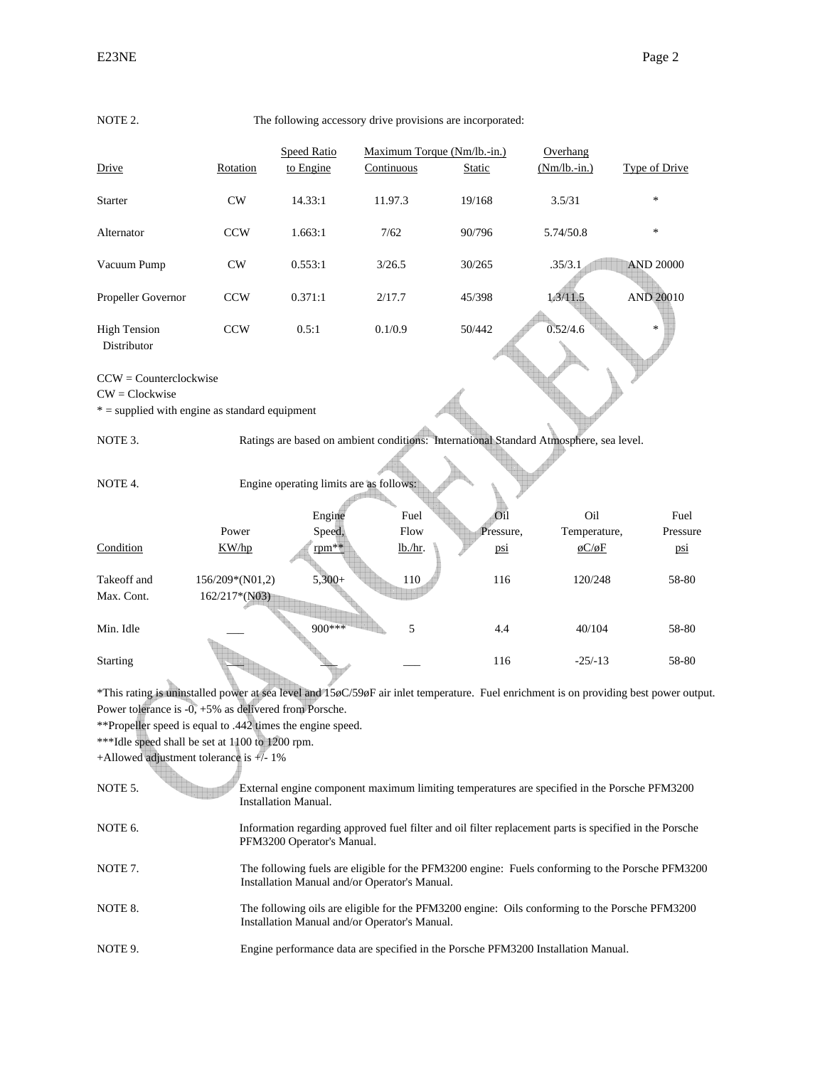NOTE 2. The following accessory drive provisions are incorporated:

| Drive | Rotation | Speed Ratio to Engine | Maximum Torque (Nm/lb.-in.) Continuous | Static | Overhang (Nm/lb.-in.) | Type of Drive |
|---|---|---|---|---|---|---|
| Starter | CW | 14.33:1 | 11.97.3 | 19/168 | 3.5/31 | * |
| Alternator | CCW | 1.663:1 | 7/62 | 90/796 | 5.74/50.8 | * |
| Vacuum Pump | CW | 0.553:1 | 3/26.5 | 30/265 | .35/3.1 | AND 20000 |
| Propeller Governor | CCW | 0.371:1 | 2/17.7 | 45/398 | 1.3/11.5 | AND 20010 |
| High Tension Distributor | CCW | 0.5:1 | 0.1/0.9 | 50/442 | 0.52/4.6 | * |

CCW = Counterclockwise
CW = Clockwise
* = supplied with engine as standard equipment

NOTE 3. Ratings are based on ambient conditions: International Standard Atmosphere, sea level.

NOTE 4. Engine operating limits are as follows:

| Condition | Power KW/hp | Engine Speed, rpm** | Fuel Flow lb./hr. | Oil Pressure, psi | Oil Temperature, øC/øF | Fuel Pressure psi |
|---|---|---|---|---|---|---|
| Takeoff and Max. Cont. | 156/209*(N01,2) 162/217*(N03) | 5,300+ | 110 | 116 | 120/248 | 58-80 |
| Min. Idle | ___ | 900*** | 5 | 4.4 | 40/104 | 58-80 |
| Starting | ___ | ___ | ___ | 116 | -25/-13 | 58-80 |

*This rating is uninstalled power at sea level and 15øC/59øF air inlet temperature. Fuel enrichment is on providing best power output. Power tolerance is -0, +5% as delivered from Porsche.
**Propeller speed is equal to .442 times the engine speed.
***Idle speed shall be set at 1100 to 1200 rpm.
+Allowed adjustment tolerance is +/- 1%

NOTE 5. External engine component maximum limiting temperatures are specified in the Porsche PFM3200 Installation Manual.

NOTE 6. Information regarding approved fuel filter and oil filter replacement parts is specified in the Porsche PFM3200 Operator's Manual.

NOTE 7. The following fuels are eligible for the PFM3200 engine: Fuels conforming to the Porsche PFM3200 Installation Manual and/or Operator's Manual.

NOTE 8. The following oils are eligible for the PFM3200 engine: Oils conforming to the Porsche PFM3200 Installation Manual and/or Operator's Manual.

NOTE 9. Engine performance data are specified in the Porsche PFM3200 Installation Manual.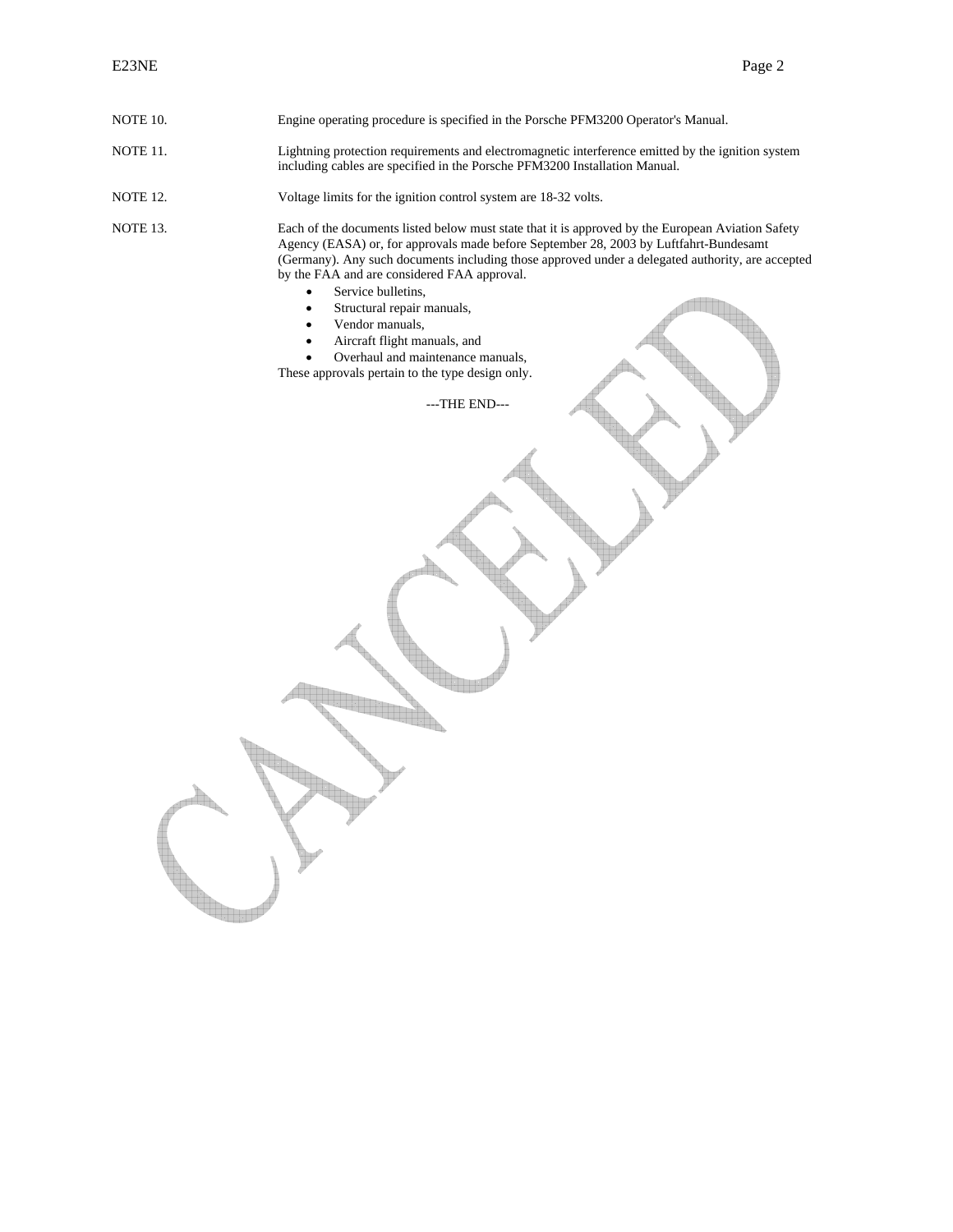NOTE 10. Engine operating procedure is specified in the Porsche PFM3200 Operator's Manual.

NOTE 11. Lightning protection requirements and electromagnetic interference emitted by the ignition system including cables are specified in the Porsche PFM3200 Installation Manual.

NOTE 12. Voltage limits for the ignition control system are 18-32 volts.

NOTE 13. Each of the documents listed below must state that it is approved by the European Aviation Safety Agency (EASA) or, for approvals made before September 28, 2003 by Luftfahrt-Bundesamt (Germany). Any such documents including those approved under a delegated authority, are accepted by the FAA and are considered FAA approval.

- Service bulletins,
- Structural repair manuals,
- Vendor manuals,
- Aircraft flight manuals, and
- Overhaul and maintenance manuals,

These approvals pertain to the type design only.

---THE END---

CANCELED